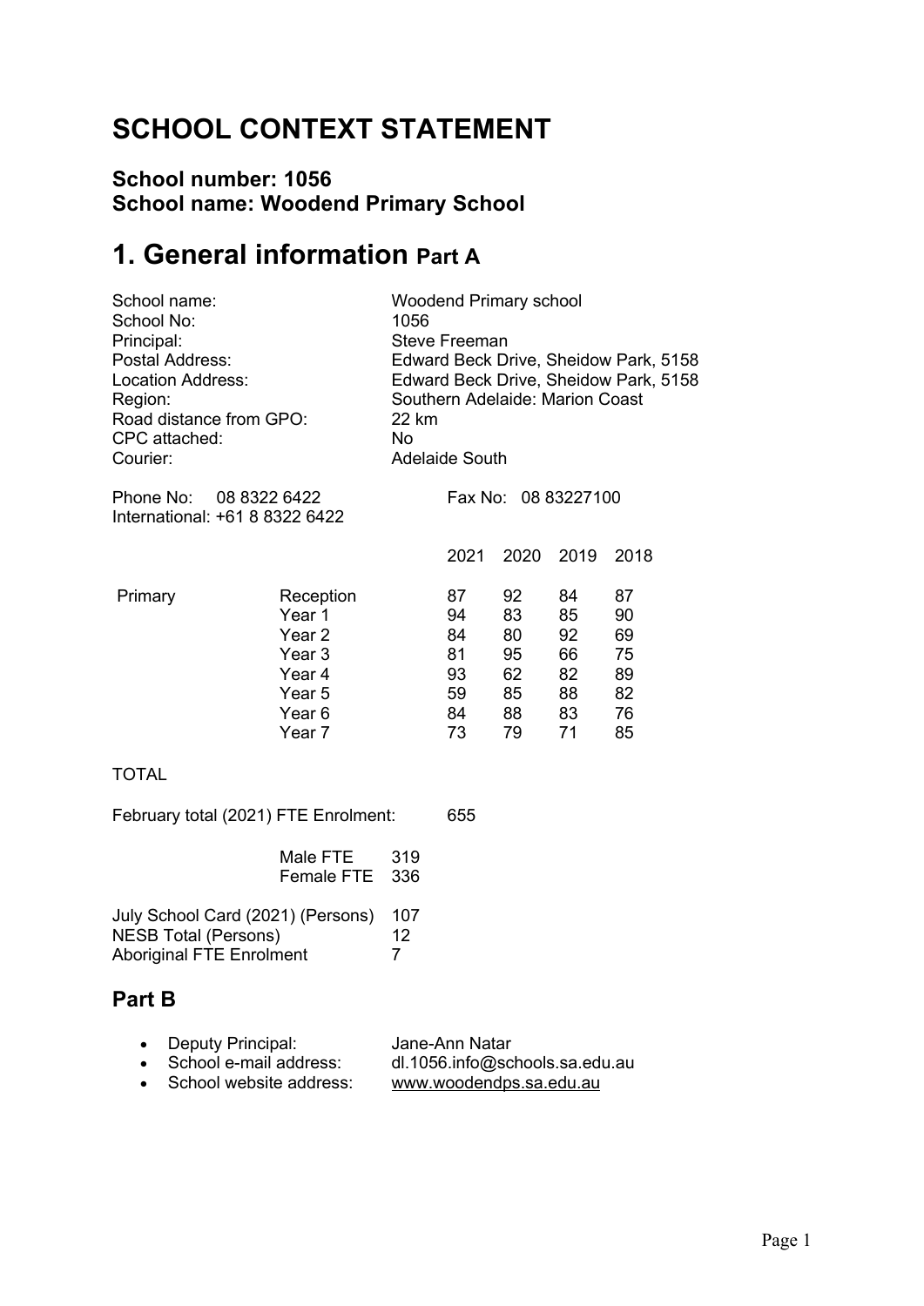# SCHOOL CONTEXT STATEMENT

### School number: 1056
### School name: Woodend Primary School

# 1. General information Part A

| | |
|---|---|
| School name: | Woodend Primary school |
| School No: | 1056 |
| Principal: | Steve Freeman |
| Postal Address: | Edward Beck Drive, Sheidow Park, 5158 |
| Location Address: | Edward Beck Drive, Sheidow Park, 5158 |
| Region: | Southern Adelaide: Marion Coast |
| Road distance from GPO: | 22 km |
| CPC attached: | No |
| Courier: | Adelaide South |

Phone No: 08 8322 6422 Fax No: 08 83227100
International: +61 8 8322 6422

| | | 2021 | 2020 | 2019 | 2018 |
|---|---|---|---|---|---|
| Primary | Reception | 87 | 92 | 84 | 87 |
| | Year 1 | 94 | 83 | 85 | 90 |
| | Year 2 | 84 | 80 | 92 | 69 |
| | Year 3 | 81 | 95 | 66 | 75 |
| | Year 4 | 93 | 62 | 82 | 89 |
| | Year 5 | 59 | 85 | 88 | 82 |
| | Year 6 | 84 | 88 | 83 | 76 |
| | Year 7 | 73 | 79 | 71 | 85 |

TOTAL

February total (2021) FTE Enrolment: 655

| | |
|---|---|
| Male FTE | 319 |
| Female FTE | 336 |

| | |
|---|---|
| July School Card (2021) (Persons) | 107 |
| NESB Total (Persons) | 12 |
| Aboriginal FTE Enrolment | 7 |

## Part B

- Deputy Principal: Jane-Ann Natar
- School e-mail address: dl.1056.info@schools.sa.edu.au
- School website address: www.woodendps.sa.edu.au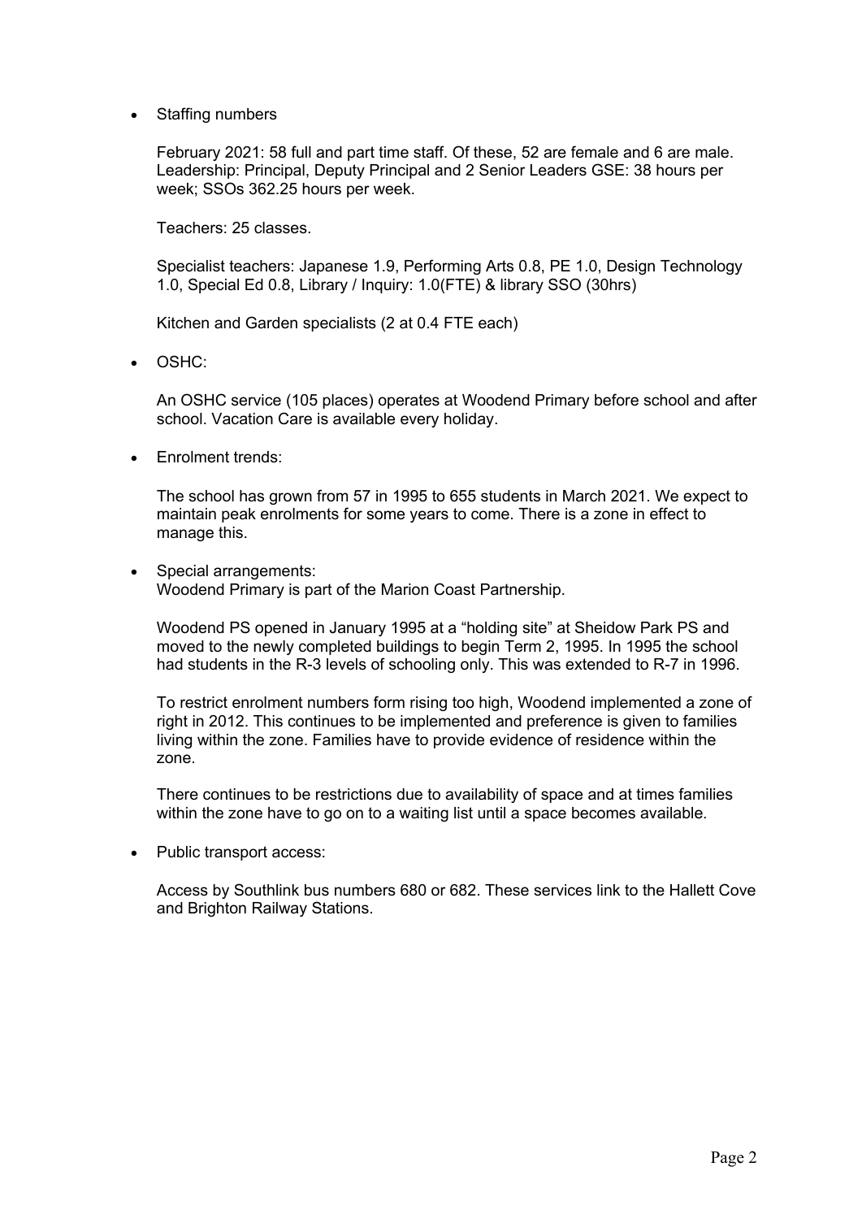- Staffing numbers

  February 2021: 58 full and part time staff. Of these, 52 are female and 6 are male. Leadership: Principal, Deputy Principal and 2 Senior Leaders GSE: 38 hours per week; SSOs 362.25 hours per week.

  Teachers: 25 classes.

  Specialist teachers: Japanese 1.9, Performing Arts 0.8, PE 1.0, Design Technology 1.0, Special Ed 0.8, Library / Inquiry: 1.0(FTE) & library SSO (30hrs)

  Kitchen and Garden specialists (2 at 0.4 FTE each)

- OSHC:

  An OSHC service (105 places) operates at Woodend Primary before school and after school. Vacation Care is available every holiday.

- Enrolment trends:

  The school has grown from 57 in 1995 to 655 students in March 2021. We expect to maintain peak enrolments for some years to come. There is a zone in effect to manage this.

- Special arrangements:
  Woodend Primary is part of the Marion Coast Partnership.

  Woodend PS opened in January 1995 at a "holding site" at Sheidow Park PS and moved to the newly completed buildings to begin Term 2, 1995. In 1995 the school had students in the R-3 levels of schooling only. This was extended to R-7 in 1996.

  To restrict enrolment numbers form rising too high, Woodend implemented a zone of right in 2012. This continues to be implemented and preference is given to families living within the zone. Families have to provide evidence of residence within the zone.

  There continues to be restrictions due to availability of space and at times families within the zone have to go on to a waiting list until a space becomes available.

- Public transport access:

  Access by Southlink bus numbers 680 or 682. These services link to the Hallett Cove and Brighton Railway Stations.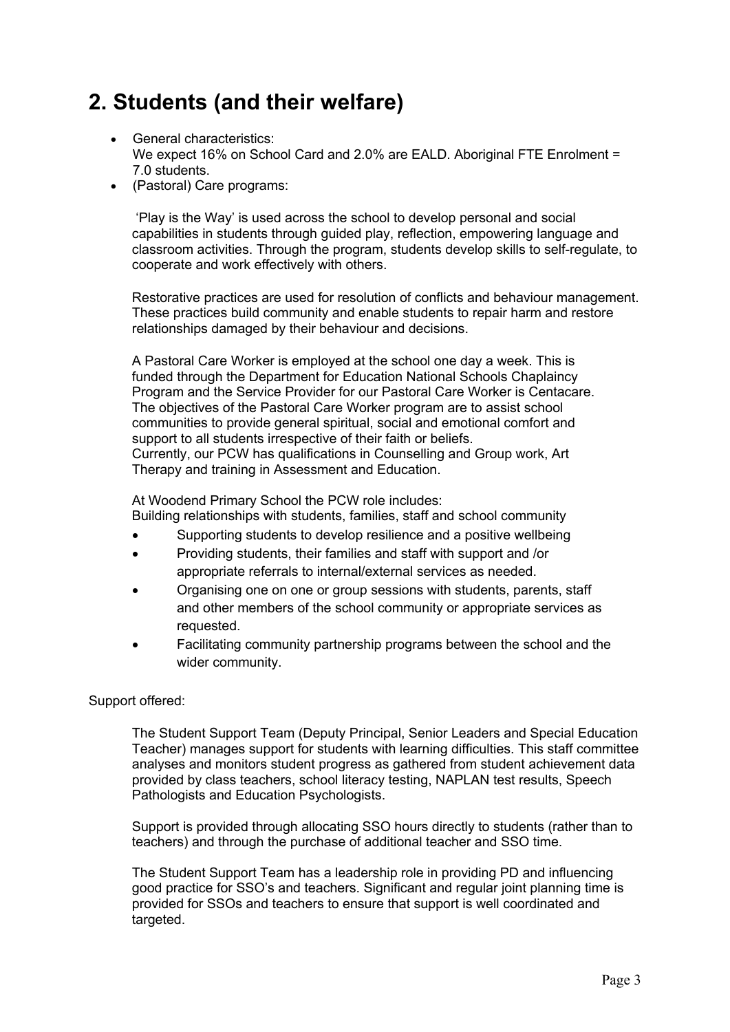## 2. Students (and their welfare)

- General characteristics:
  We expect 16% on School Card and 2.0% are EALD. Aboriginal FTE Enrolment = 7.0 students.
- (Pastoral) Care programs:

  'Play is the Way' is used across the school to develop personal and social capabilities in students through guided play, reflection, empowering language and classroom activities. Through the program, students develop skills to self-regulate, to cooperate and work effectively with others.

  Restorative practices are used for resolution of conflicts and behaviour management. These practices build community and enable students to repair harm and restore relationships damaged by their behaviour and decisions.

  A Pastoral Care Worker is employed at the school one day a week. This is funded through the Department for Education National Schools Chaplaincy Program and the Service Provider for our Pastoral Care Worker is Centacare. The objectives of the Pastoral Care Worker program are to assist school communities to provide general spiritual, social and emotional comfort and support to all students irrespective of their faith or beliefs.
  Currently, our PCW has qualifications in Counselling and Group work, Art Therapy and training in Assessment and Education.

  At Woodend Primary School the PCW role includes:
  Building relationships with students, families, staff and school community

  - Supporting students to develop resilience and a positive wellbeing
  - Providing students, their families and staff with support and /or appropriate referrals to internal/external services as needed.
  - Organising one on one or group sessions with students, parents, staff and other members of the school community or appropriate services as requested.
  - Facilitating community partnership programs between the school and the wider community.

Support offered:

The Student Support Team (Deputy Principal, Senior Leaders and Special Education Teacher) manages support for students with learning difficulties. This staff committee analyses and monitors student progress as gathered from student achievement data provided by class teachers, school literacy testing, NAPLAN test results, Speech Pathologists and Education Psychologists.

Support is provided through allocating SSO hours directly to students (rather than to teachers) and through the purchase of additional teacher and SSO time.

The Student Support Team has a leadership role in providing PD and influencing good practice for SSO's and teachers. Significant and regular joint planning time is provided for SSOs and teachers to ensure that support is well coordinated and targeted.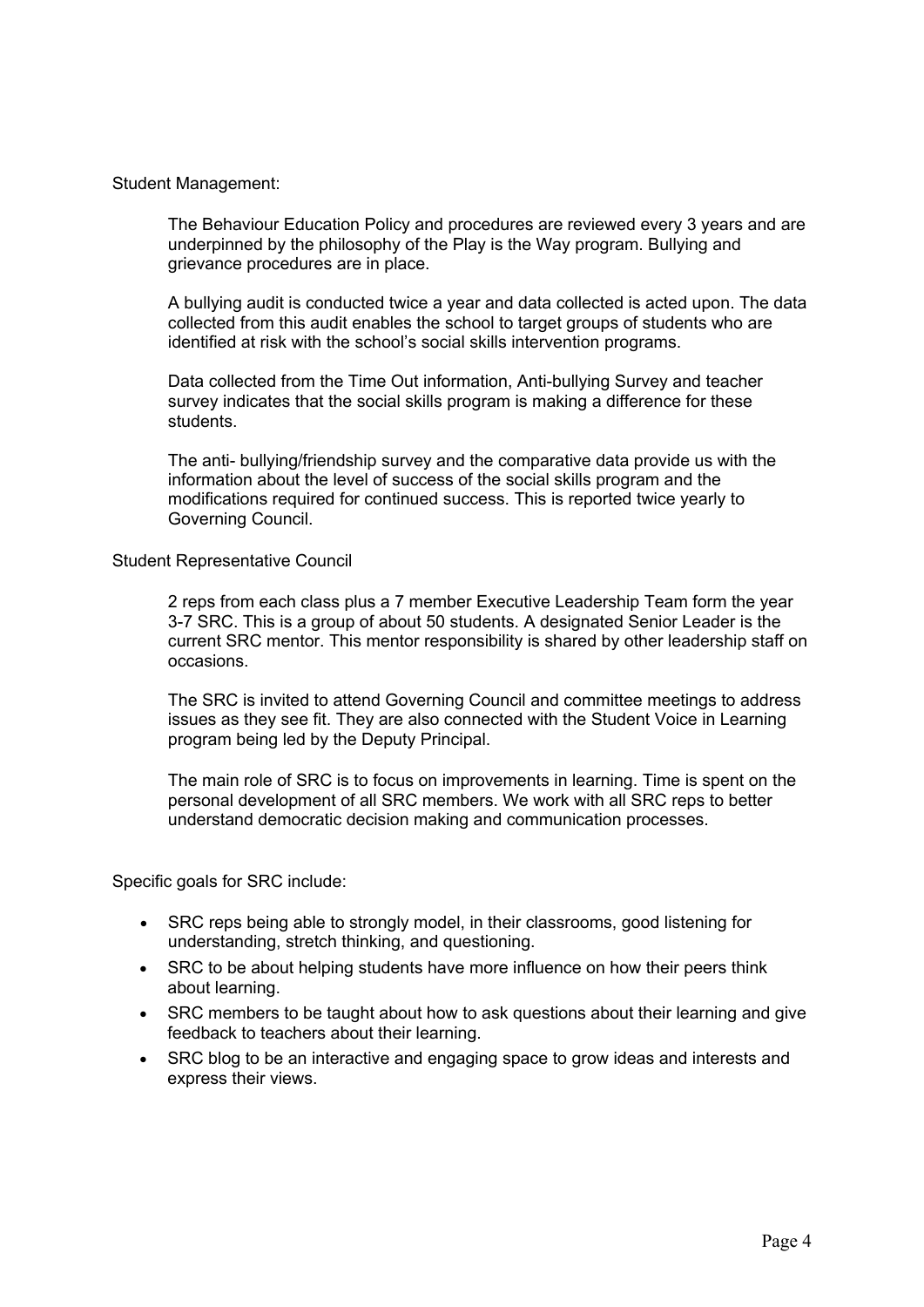Student Management:

The Behaviour Education Policy and procedures are reviewed every 3 years and are underpinned by the philosophy of the Play is the Way program. Bullying and grievance procedures are in place.

A bullying audit is conducted twice a year and data collected is acted upon. The data collected from this audit enables the school to target groups of students who are identified at risk with the school's social skills intervention programs.

Data collected from the Time Out information, Anti-bullying Survey and teacher survey indicates that the social skills program is making a difference for these students.

The anti- bullying/friendship survey and the comparative data provide us with the information about the level of success of the social skills program and the modifications required for continued success. This is reported twice yearly to Governing Council.

Student Representative Council

2 reps from each class plus a 7 member Executive Leadership Team form the year 3-7 SRC. This is a group of about 50 students. A designated Senior Leader is the current SRC mentor. This mentor responsibility is shared by other leadership staff on occasions.

The SRC is invited to attend Governing Council and committee meetings to address issues as they see fit. They are also connected with the Student Voice in Learning program being led by the Deputy Principal.

The main role of SRC is to focus on improvements in learning. Time is spent on the personal development of all SRC members. We work with all SRC reps to better understand democratic decision making and communication processes.

Specific goals for SRC include:

- SRC reps being able to strongly model, in their classrooms, good listening for understanding, stretch thinking, and questioning.
- SRC to be about helping students have more influence on how their peers think about learning.
- SRC members to be taught about how to ask questions about their learning and give feedback to teachers about their learning.
- SRC blog to be an interactive and engaging space to grow ideas and interests and express their views.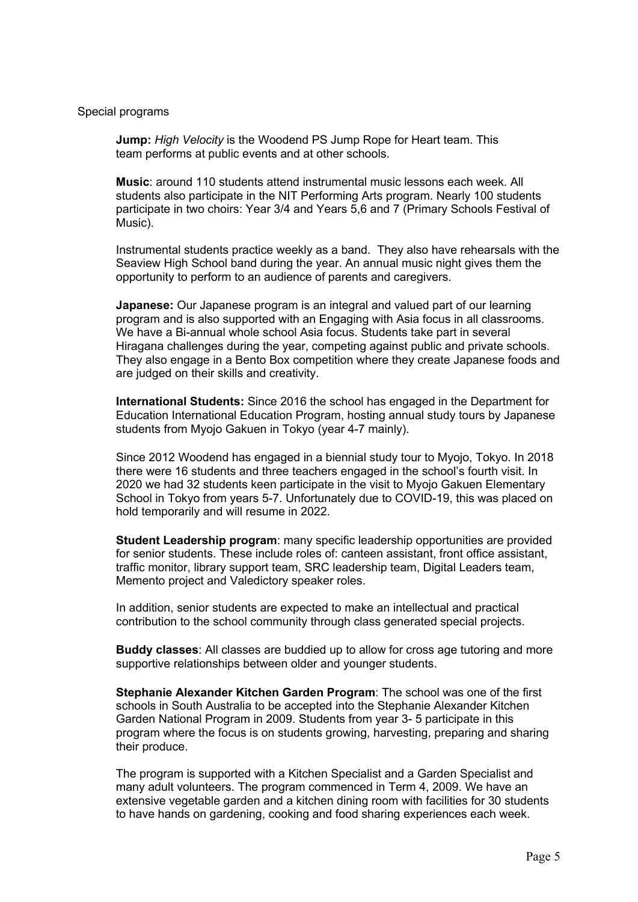Special programs

**Jump:** *High Velocity* is the Woodend PS Jump Rope for Heart team. This team performs at public events and at other schools.

**Music**: around 110 students attend instrumental music lessons each week. All students also participate in the NIT Performing Arts program. Nearly 100 students participate in two choirs: Year 3/4 and Years 5,6 and 7 (Primary Schools Festival of Music).

Instrumental students practice weekly as a band. They also have rehearsals with the Seaview High School band during the year. An annual music night gives them the opportunity to perform to an audience of parents and caregivers.

**Japanese:** Our Japanese program is an integral and valued part of our learning program and is also supported with an Engaging with Asia focus in all classrooms. We have a Bi-annual whole school Asia focus. Students take part in several Hiragana challenges during the year, competing against public and private schools. They also engage in a Bento Box competition where they create Japanese foods and are judged on their skills and creativity.

**International Students:** Since 2016 the school has engaged in the Department for Education International Education Program, hosting annual study tours by Japanese students from Myojo Gakuen in Tokyo (year 4-7 mainly).

Since 2012 Woodend has engaged in a biennial study tour to Myojo, Tokyo. In 2018 there were 16 students and three teachers engaged in the school's fourth visit. In 2020 we had 32 students keen participate in the visit to Myojo Gakuen Elementary School in Tokyo from years 5-7. Unfortunately due to COVID-19, this was placed on hold temporarily and will resume in 2022.

**Student Leadership program**: many specific leadership opportunities are provided for senior students. These include roles of: canteen assistant, front office assistant, traffic monitor, library support team, SRC leadership team, Digital Leaders team, Memento project and Valedictory speaker roles.

In addition, senior students are expected to make an intellectual and practical contribution to the school community through class generated special projects.

**Buddy classes**: All classes are buddied up to allow for cross age tutoring and more supportive relationships between older and younger students.

**Stephanie Alexander Kitchen Garden Program**: The school was one of the first schools in South Australia to be accepted into the Stephanie Alexander Kitchen Garden National Program in 2009. Students from year 3- 5 participate in this program where the focus is on students growing, harvesting, preparing and sharing their produce.

The program is supported with a Kitchen Specialist and a Garden Specialist and many adult volunteers. The program commenced in Term 4, 2009. We have an extensive vegetable garden and a kitchen dining room with facilities for 30 students to have hands on gardening, cooking and food sharing experiences each week.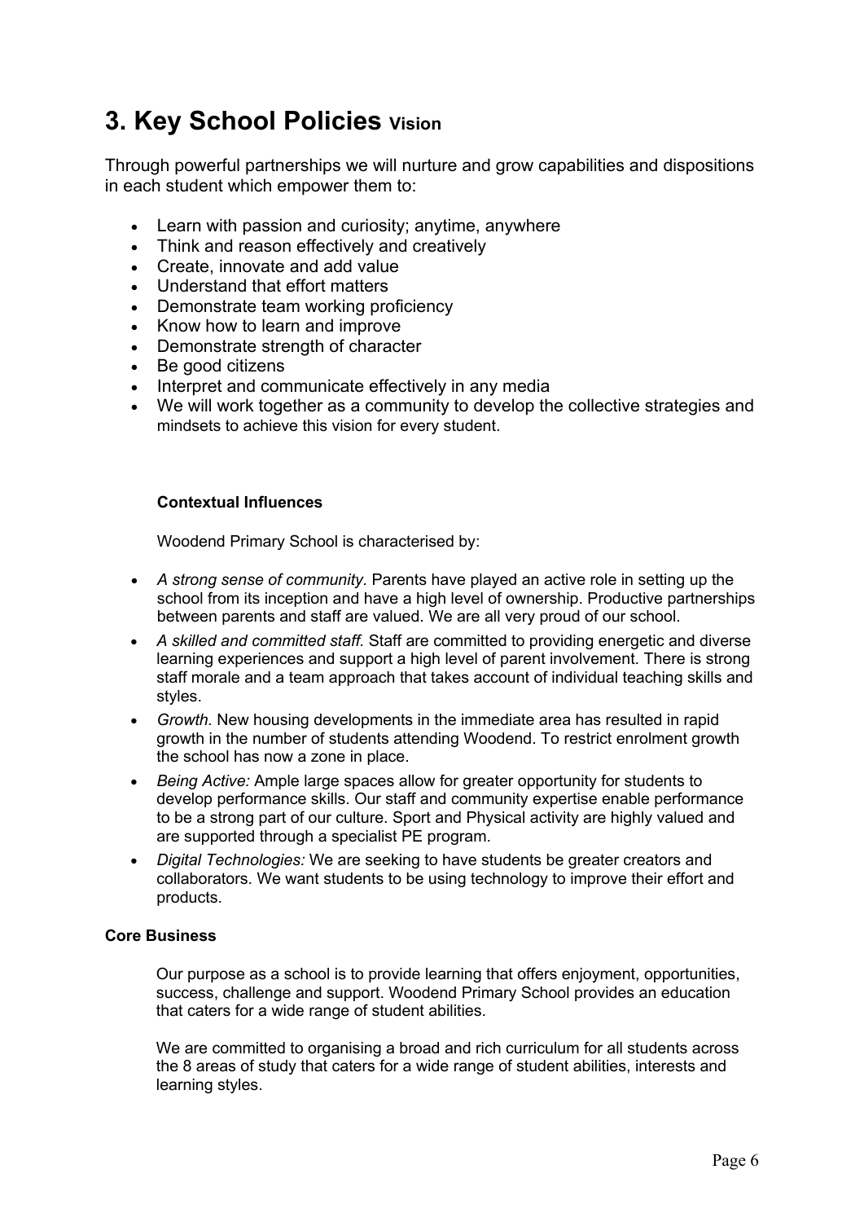# 3. Key School Policies Vision

Through powerful partnerships we will nurture and grow capabilities and dispositions in each student which empower them to:

- Learn with passion and curiosity; anytime, anywhere
- Think and reason effectively and creatively
- Create, innovate and add value
- Understand that effort matters
- Demonstrate team working proficiency
- Know how to learn and improve
- Demonstrate strength of character
- Be good citizens
- Interpret and communicate effectively in any media
- We will work together as a community to develop the collective strategies and mindsets to achieve this vision for every student.

**Contextual Influences**

Woodend Primary School is characterised by:

- *A strong sense of community.* Parents have played an active role in setting up the school from its inception and have a high level of ownership. Productive partnerships between parents and staff are valued. We are all very proud of our school.
- *A skilled and committed staff.* Staff are committed to providing energetic and diverse learning experiences and support a high level of parent involvement. There is strong staff morale and a team approach that takes account of individual teaching skills and styles.
- *Growth.* New housing developments in the immediate area has resulted in rapid growth in the number of students attending Woodend. To restrict enrolment growth the school has now a zone in place.
- *Being Active:* Ample large spaces allow for greater opportunity for students to develop performance skills. Our staff and community expertise enable performance to be a strong part of our culture. Sport and Physical activity are highly valued and are supported through a specialist PE program.
- *Digital Technologies:* We are seeking to have students be greater creators and collaborators. We want students to be using technology to improve their effort and products.

**Core Business**

Our purpose as a school is to provide learning that offers enjoyment, opportunities, success, challenge and support. Woodend Primary School provides an education that caters for a wide range of student abilities.

We are committed to organising a broad and rich curriculum for all students across the 8 areas of study that caters for a wide range of student abilities, interests and learning styles.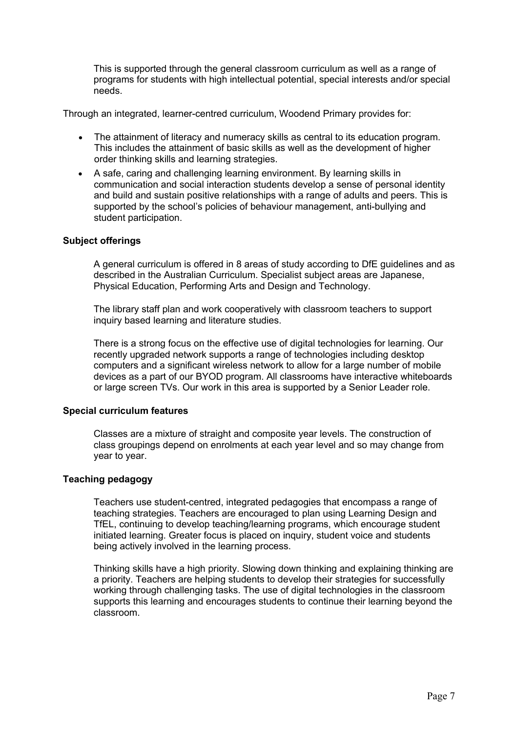This is supported through the general classroom curriculum as well as a range of programs for students with high intellectual potential, special interests and/or special needs.

Through an integrated, learner-centred curriculum, Woodend Primary provides for:

- The attainment of literacy and numeracy skills as central to its education program. This includes the attainment of basic skills as well as the development of higher order thinking skills and learning strategies.
- A safe, caring and challenging learning environment. By learning skills in communication and social interaction students develop a sense of personal identity and build and sustain positive relationships with a range of adults and peers. This is supported by the school's policies of behaviour management, anti-bullying and student participation.

**Subject offerings**

A general curriculum is offered in 8 areas of study according to DfE guidelines and as described in the Australian Curriculum. Specialist subject areas are Japanese, Physical Education, Performing Arts and Design and Technology.

The library staff plan and work cooperatively with classroom teachers to support inquiry based learning and literature studies.

There is a strong focus on the effective use of digital technologies for learning. Our recently upgraded network supports a range of technologies including desktop computers and a significant wireless network to allow for a large number of mobile devices as a part of our BYOD program. All classrooms have interactive whiteboards or large screen TVs. Our work in this area is supported by a Senior Leader role.

**Special curriculum features**

Classes are a mixture of straight and composite year levels. The construction of class groupings depend on enrolments at each year level and so may change from year to year.

**Teaching pedagogy**

Teachers use student-centred, integrated pedagogies that encompass a range of teaching strategies. Teachers are encouraged to plan using Learning Design and TfEL, continuing to develop teaching/learning programs, which encourage student initiated learning. Greater focus is placed on inquiry, student voice and students being actively involved in the learning process.

Thinking skills have a high priority. Slowing down thinking and explaining thinking are a priority. Teachers are helping students to develop their strategies for successfully working through challenging tasks. The use of digital technologies in the classroom supports this learning and encourages students to continue their learning beyond the classroom.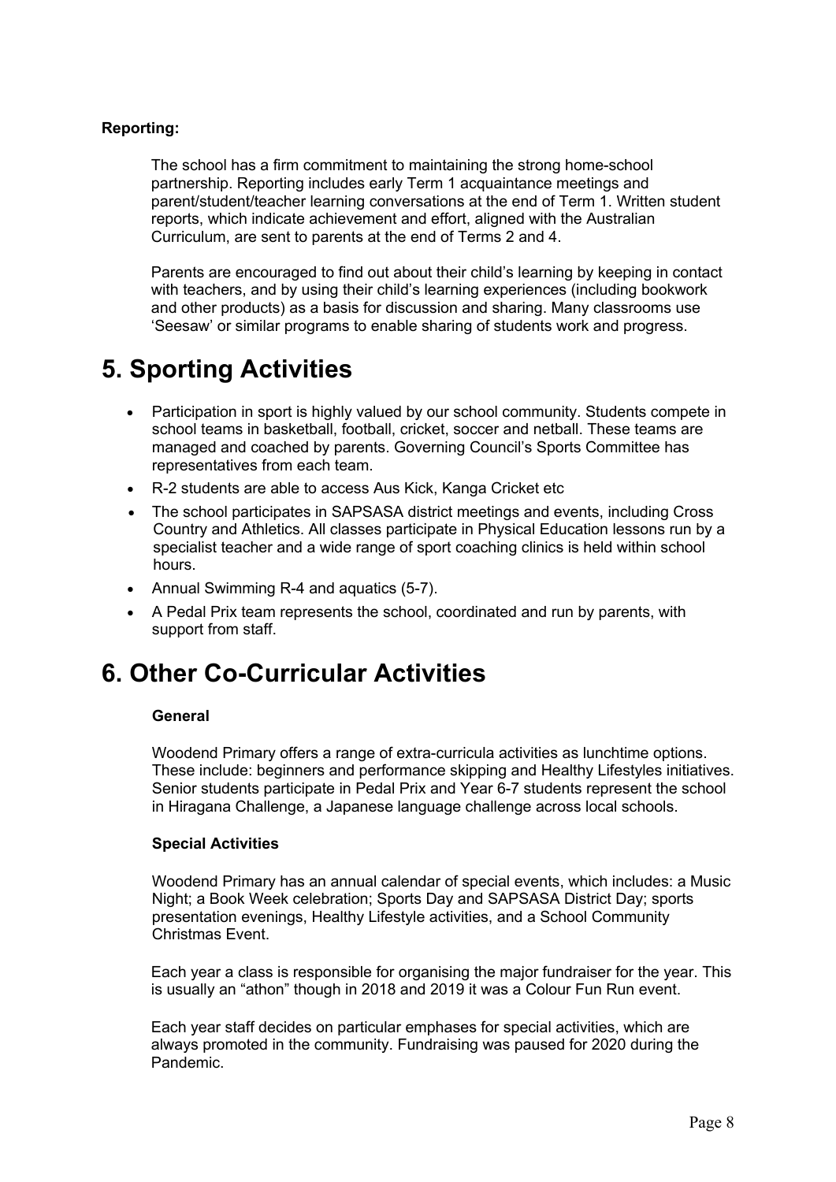**Reporting:**

The school has a firm commitment to maintaining the strong home-school partnership. Reporting includes early Term 1 acquaintance meetings and parent/student/teacher learning conversations at the end of Term 1. Written student reports, which indicate achievement and effort, aligned with the Australian Curriculum, are sent to parents at the end of Terms 2 and 4.

Parents are encouraged to find out about their child's learning by keeping in contact with teachers, and by using their child's learning experiences (including bookwork and other products) as a basis for discussion and sharing. Many classrooms use 'Seesaw' or similar programs to enable sharing of students work and progress.

# 5. Sporting Activities

- Participation in sport is highly valued by our school community. Students compete in school teams in basketball, football, cricket, soccer and netball. These teams are managed and coached by parents. Governing Council's Sports Committee has representatives from each team.
- R-2 students are able to access Aus Kick, Kanga Cricket etc
- The school participates in SAPSASA district meetings and events, including Cross Country and Athletics. All classes participate in Physical Education lessons run by a specialist teacher and a wide range of sport coaching clinics is held within school hours.
- Annual Swimming R-4 and aquatics (5-7).
- A Pedal Prix team represents the school, coordinated and run by parents, with support from staff.

# 6. Other Co-Curricular Activities

**General**

Woodend Primary offers a range of extra-curricula activities as lunchtime options. These include: beginners and performance skipping and Healthy Lifestyles initiatives. Senior students participate in Pedal Prix and Year 6-7 students represent the school in Hiragana Challenge, a Japanese language challenge across local schools.

**Special Activities**

Woodend Primary has an annual calendar of special events, which includes: a Music Night; a Book Week celebration; Sports Day and SAPSASA District Day; sports presentation evenings, Healthy Lifestyle activities, and a School Community Christmas Event.

Each year a class is responsible for organising the major fundraiser for the year. This is usually an "athon" though in 2018 and 2019 it was a Colour Fun Run event.

Each year staff decides on particular emphases for special activities, which are always promoted in the community. Fundraising was paused for 2020 during the Pandemic.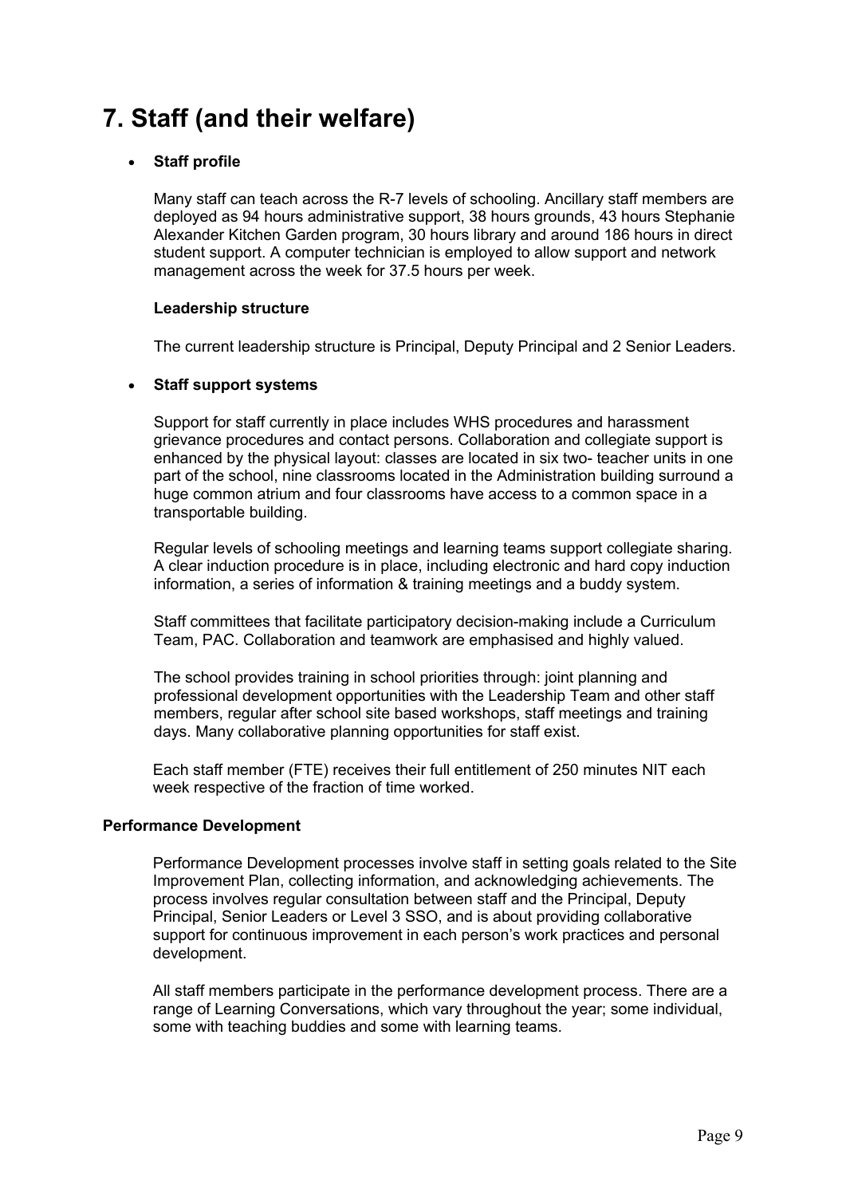# 7. Staff (and their welfare)

- **Staff profile**

  Many staff can teach across the R-7 levels of schooling. Ancillary staff members are deployed as 94 hours administrative support, 38 hours grounds, 43 hours Stephanie Alexander Kitchen Garden program, 30 hours library and around 186 hours in direct student support. A computer technician is employed to allow support and network management across the week for 37.5 hours per week.

  **Leadership structure**

  The current leadership structure is Principal, Deputy Principal and 2 Senior Leaders.

- **Staff support systems**

  Support for staff currently in place includes WHS procedures and harassment grievance procedures and contact persons. Collaboration and collegiate support is enhanced by the physical layout: classes are located in six two- teacher units in one part of the school, nine classrooms located in the Administration building surround a huge common atrium and four classrooms have access to a common space in a transportable building.

  Regular levels of schooling meetings and learning teams support collegiate sharing. A clear induction procedure is in place, including electronic and hard copy induction information, a series of information & training meetings and a buddy system.

  Staff committees that facilitate participatory decision-making include a Curriculum Team, PAC. Collaboration and teamwork are emphasised and highly valued.

  The school provides training in school priorities through: joint planning and professional development opportunities with the Leadership Team and other staff members, regular after school site based workshops, staff meetings and training days. Many collaborative planning opportunities for staff exist.

  Each staff member (FTE) receives their full entitlement of 250 minutes NIT each week respective of the fraction of time worked.

**Performance Development**

Performance Development processes involve staff in setting goals related to the Site Improvement Plan, collecting information, and acknowledging achievements. The process involves regular consultation between staff and the Principal, Deputy Principal, Senior Leaders or Level 3 SSO, and is about providing collaborative support for continuous improvement in each person's work practices and personal development.

All staff members participate in the performance development process. There are a range of Learning Conversations, which vary throughout the year; some individual, some with teaching buddies and some with learning teams.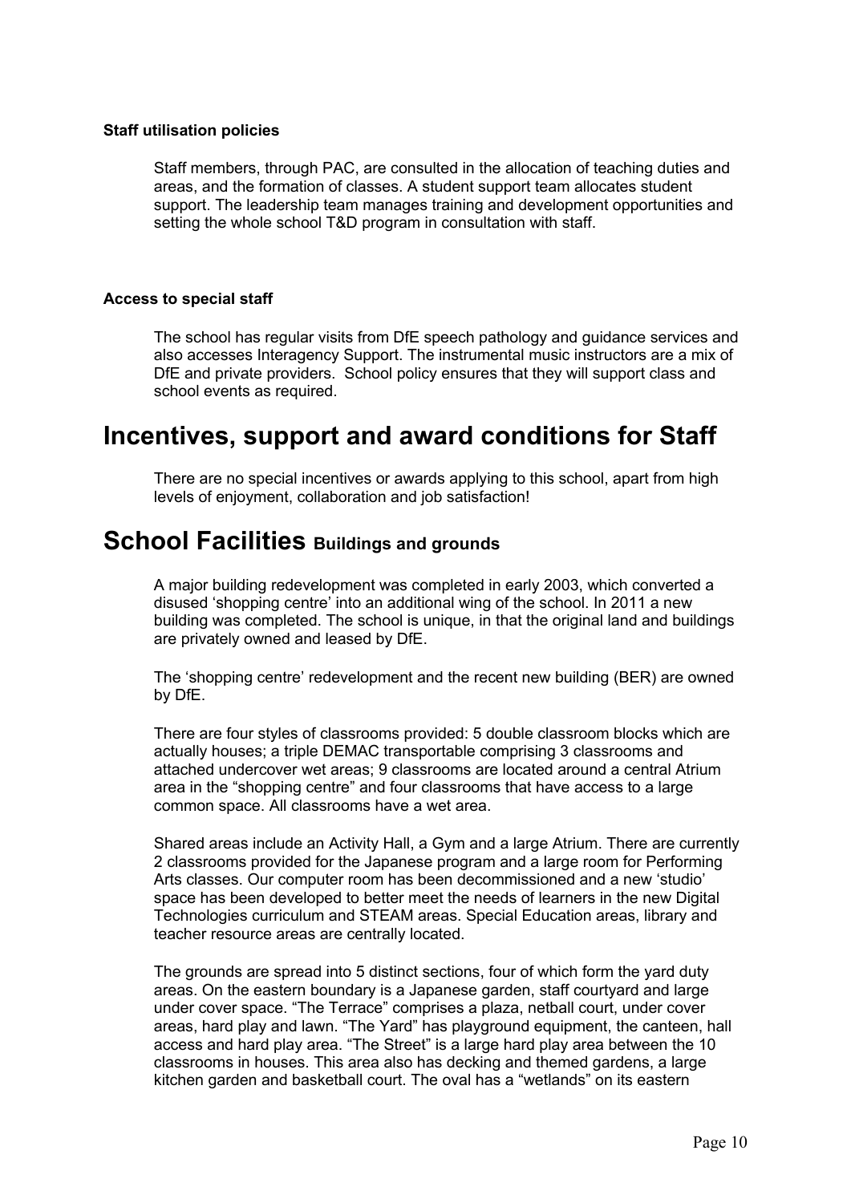**Staff utilisation policies**

Staff members, through PAC, are consulted in the allocation of teaching duties and areas, and the formation of classes. A student support team allocates student support. The leadership team manages training and development opportunities and setting the whole school T&D program in consultation with staff.

**Access to special staff**

The school has regular visits from DfE speech pathology and guidance services and also accesses Interagency Support. The instrumental music instructors are a mix of DfE and private providers. School policy ensures that they will support class and school events as required.

# Incentives, support and award conditions for Staff

There are no special incentives or awards applying to this school, apart from high levels of enjoyment, collaboration and job satisfaction!

# School Facilities Buildings and grounds

A major building redevelopment was completed in early 2003, which converted a disused 'shopping centre' into an additional wing of the school. In 2011 a new building was completed. The school is unique, in that the original land and buildings are privately owned and leased by DfE.

The 'shopping centre' redevelopment and the recent new building (BER) are owned by DfE.

There are four styles of classrooms provided: 5 double classroom blocks which are actually houses; a triple DEMAC transportable comprising 3 classrooms and attached undercover wet areas; 9 classrooms are located around a central Atrium area in the "shopping centre" and four classrooms that have access to a large common space. All classrooms have a wet area.

Shared areas include an Activity Hall, a Gym and a large Atrium. There are currently 2 classrooms provided for the Japanese program and a large room for Performing Arts classes. Our computer room has been decommissioned and a new 'studio' space has been developed to better meet the needs of learners in the new Digital Technologies curriculum and STEAM areas. Special Education areas, library and teacher resource areas are centrally located.

The grounds are spread into 5 distinct sections, four of which form the yard duty areas. On the eastern boundary is a Japanese garden, staff courtyard and large under cover space. "The Terrace" comprises a plaza, netball court, under cover areas, hard play and lawn. "The Yard" has playground equipment, the canteen, hall access and hard play area. "The Street" is a large hard play area between the 10 classrooms in houses. This area also has decking and themed gardens, a large kitchen garden and basketball court. The oval has a "wetlands" on its eastern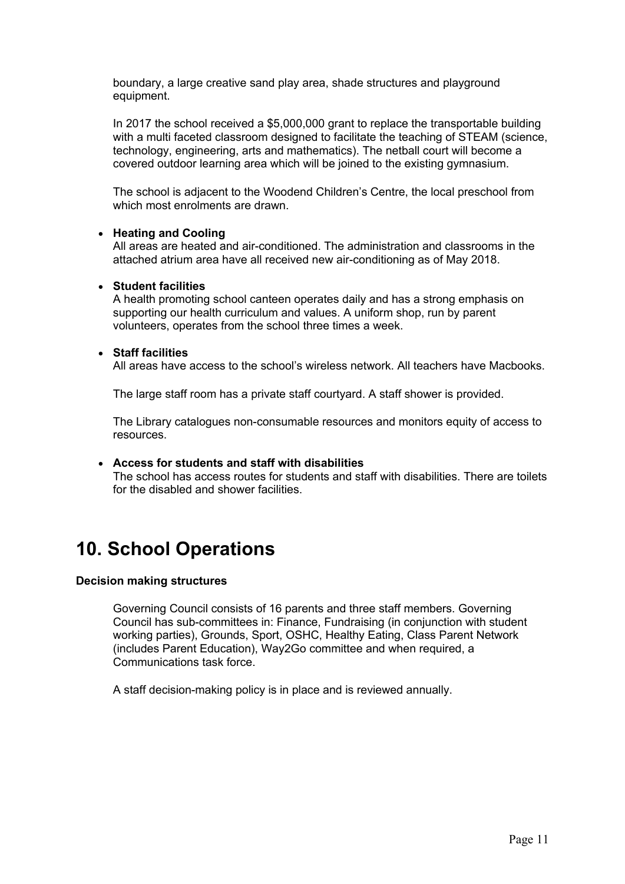boundary, a large creative sand play area, shade structures and playground equipment.

In 2017 the school received a $5,000,000 grant to replace the transportable building with a multi faceted classroom designed to facilitate the teaching of STEAM (science, technology, engineering, arts and mathematics). The netball court will become a covered outdoor learning area which will be joined to the existing gymnasium.

The school is adjacent to the Woodend Children's Centre, the local preschool from which most enrolments are drawn.

- **Heating and Cooling**
  All areas are heated and air-conditioned. The administration and classrooms in the attached atrium area have all received new air-conditioning as of May 2018.

- **Student facilities**
  A health promoting school canteen operates daily and has a strong emphasis on supporting our health curriculum and values. A uniform shop, run by parent volunteers, operates from the school three times a week.

- **Staff facilities**
  All areas have access to the school's wireless network. All teachers have Macbooks.

  The large staff room has a private staff courtyard. A staff shower is provided.

  The Library catalogues non-consumable resources and monitors equity of access to resources.

- **Access for students and staff with disabilities**
  The school has access routes for students and staff with disabilities. There are toilets for the disabled and shower facilities.

# 10. School Operations

**Decision making structures**

Governing Council consists of 16 parents and three staff members. Governing Council has sub-committees in: Finance, Fundraising (in conjunction with student working parties), Grounds, Sport, OSHC, Healthy Eating, Class Parent Network (includes Parent Education), Way2Go committee and when required, a Communications task force.

A staff decision-making policy is in place and is reviewed annually.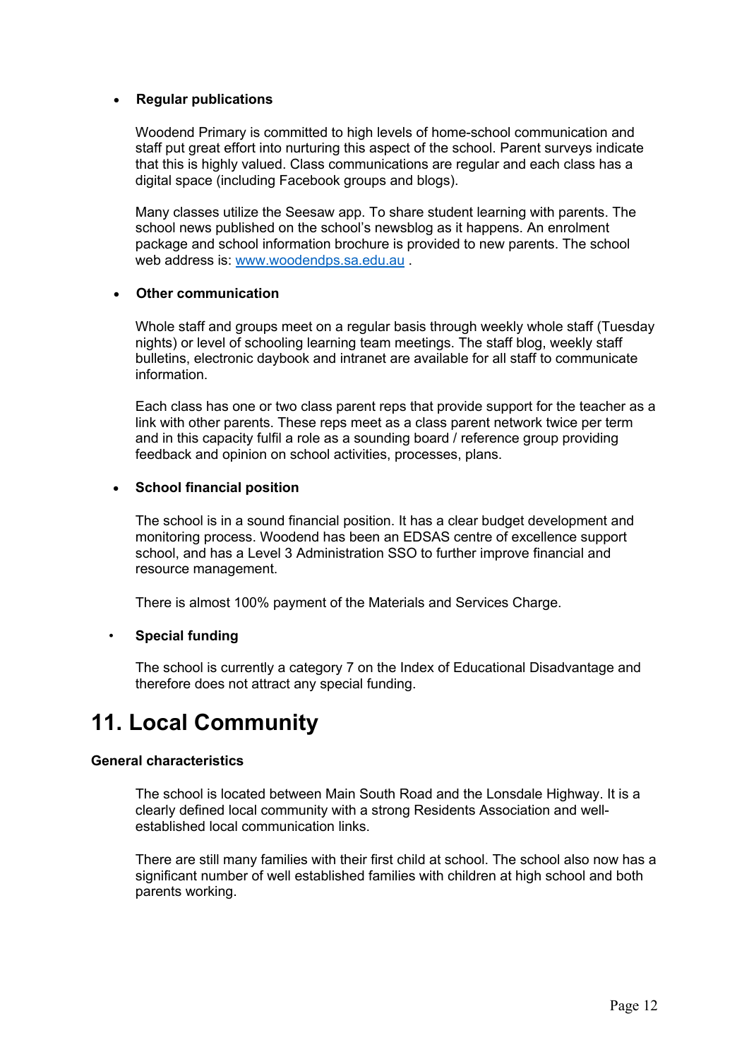- **Regular publications**

  Woodend Primary is committed to high levels of home-school communication and staff put great effort into nurturing this aspect of the school. Parent surveys indicate that this is highly valued. Class communications are regular and each class has a digital space (including Facebook groups and blogs).

  Many classes utilize the Seesaw app. To share student learning with parents. The school news published on the school's newsblog as it happens. An enrolment package and school information brochure is provided to new parents. The school web address is: [www.woodendps.sa.edu.au](http://www.woodendps.sa.edu.au) .

- **Other communication**

  Whole staff and groups meet on a regular basis through weekly whole staff (Tuesday nights) or level of schooling learning team meetings. The staff blog, weekly staff bulletins, electronic daybook and intranet are available for all staff to communicate information.

  Each class has one or two class parent reps that provide support for the teacher as a link with other parents. These reps meet as a class parent network twice per term and in this capacity fulfil a role as a sounding board / reference group providing feedback and opinion on school activities, processes, plans.

- **School financial position**

  The school is in a sound financial position. It has a clear budget development and monitoring process. Woodend has been an EDSAS centre of excellence support school, and has a Level 3 Administration SSO to further improve financial and resource management.

  There is almost 100% payment of the Materials and Services Charge.

- **Special funding**

  The school is currently a category 7 on the Index of Educational Disadvantage and therefore does not attract any special funding.

# 11. Local Community

**General characteristics**

The school is located between Main South Road and the Lonsdale Highway. It is a clearly defined local community with a strong Residents Association and well-established local communication links.

There are still many families with their first child at school. The school also now has a significant number of well established families with children at high school and both parents working.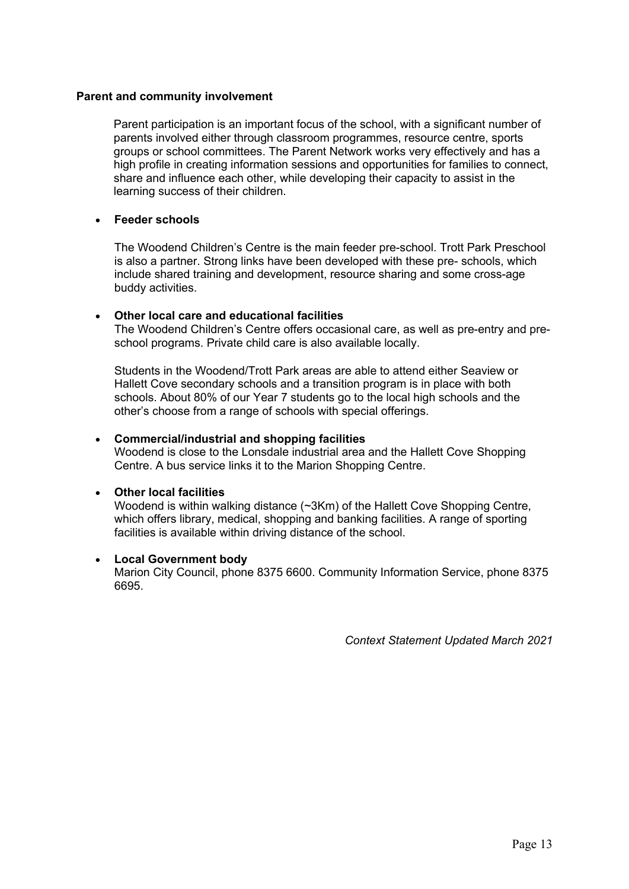**Parent and community involvement**

Parent participation is an important focus of the school, with a significant number of parents involved either through classroom programmes, resource centre, sports groups or school committees. The Parent Network works very effectively and has a high profile in creating information sessions and opportunities for families to connect, share and influence each other, while developing their capacity to assist in the learning success of their children.

- **Feeder schools**

  The Woodend Children's Centre is the main feeder pre-school. Trott Park Preschool is also a partner. Strong links have been developed with these pre- schools, which include shared training and development, resource sharing and some cross-age buddy activities.

- **Other local care and educational facilities**
  The Woodend Children's Centre offers occasional care, as well as pre-entry and pre-school programs. Private child care is also available locally.

  Students in the Woodend/Trott Park areas are able to attend either Seaview or Hallett Cove secondary schools and a transition program is in place with both schools. About 80% of our Year 7 students go to the local high schools and the other's choose from a range of schools with special offerings.

- **Commercial/industrial and shopping facilities**
  Woodend is close to the Lonsdale industrial area and the Hallett Cove Shopping Centre. A bus service links it to the Marion Shopping Centre.

- **Other local facilities**
  Woodend is within walking distance (~3Km) of the Hallett Cove Shopping Centre, which offers library, medical, shopping and banking facilities. A range of sporting facilities is available within driving distance of the school.

- **Local Government body**
  Marion City Council, phone 8375 6600. Community Information Service, phone 8375 6695.

*Context Statement Updated March 2021*